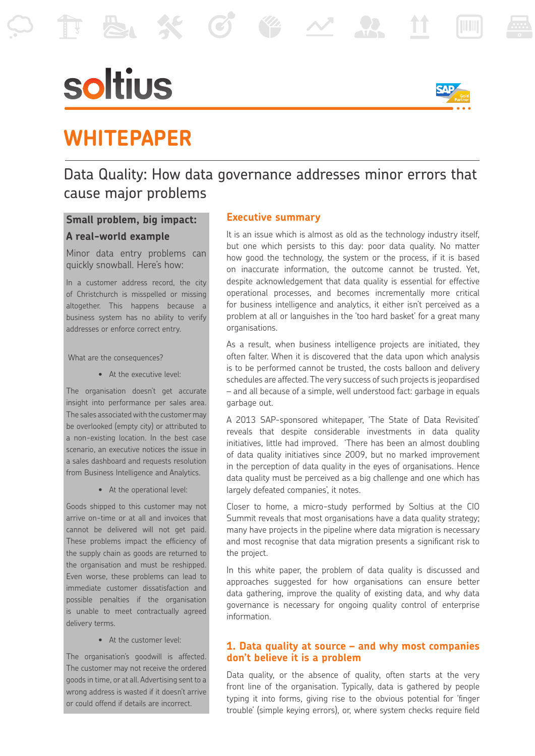soltius

# WHITEPAPER

## Data Quality: How data governance addresses minor errors that cause major problems

### Small problem, big impact: A real-world example

Minor data entry problems can quickly snowball. Here's how:

In a customer address record, the city of Christchurch is misspelled or missing altogether. This happens because a business system has no ability to verify addresses or enforce correct entry.

What are the consequences?

- At the executive level:

The organisation doesn't get accurate insight into performance per sales area. The sales associated with the customer may be overlooked (empty city) or attributed to a non-existing location. In the best case scenario, an executive notices the issue in a sales dashboard and requests resolution from Business Intelligence and Analytics.

- At the operational level:

Goods shipped to this customer may not arrive on-time or at all and invoices that cannot be delivered will not get paid. These problems impact the efficiency of the supply chain as goods are returned to the organisation and must be reshipped. Even worse, these problems can lead to immediate customer dissatisfaction and possible penalties if the organisation is unable to meet contractually agreed delivery terms.

- At the customer level:

The organisation's goodwill is affected. The customer may not receive the ordered goods in time, or at all. Advertising sent to a wrong address is wasted if it doesn't arrive or could offend if details are incorrect.

### Executive summary

It is an issue which is almost as old as the technology industry itself, but one which persists to this day: poor data quality. No matter how good the technology, the system or the process, if it is based on inaccurate information, the outcome cannot be trusted. Yet, despite acknowledgement that data quality is essential for effective operational processes, and becomes incrementally more critical for business intelligence and analytics, it either isn't perceived as a problem at all or languishes in the 'too hard basket' for a great many organisations.

As a result, when business intelligence projects are initiated, they often falter. When it is discovered that the data upon which analysis is to be performed cannot be trusted, the costs balloon and delivery schedules are affected. The very success of such projects is jeopardised – and all because of a simple, well understood fact: garbage in equals garbage out.

A 2013 SAP-sponsored whitepaper, 'The State of Data Revisited' reveals that despite considerable investments in data quality initiatives, little had improved. 'There has been an almost doubling of data quality initiatives since 2009, but no marked improvement in the perception of data quality in the eyes of organisations. Hence data quality must be perceived as a big challenge and one which has largely defeated companies', it notes.

Closer to home, a micro-study performed by Soltius at the CIO Summit reveals that most organisations have a data quality strategy; many have projects in the pipeline where data migration is necessary and most recognise that data migration presents a significant risk to the project.

In this white paper, the problem of data quality is discussed and approaches suggested for how organisations can ensure better data gathering, improve the quality of existing data, and why data governance is necessary for ongoing quality control of enterprise information.

### 1. Data quality at source – and why most companies don't believe it is a problem

Data quality, or the absence of quality, often starts at the very front line of the organisation. Typically, data is gathered by people typing it into forms, giving rise to the obvious potential for 'finger trouble' (simple keying errors), or, where system checks require field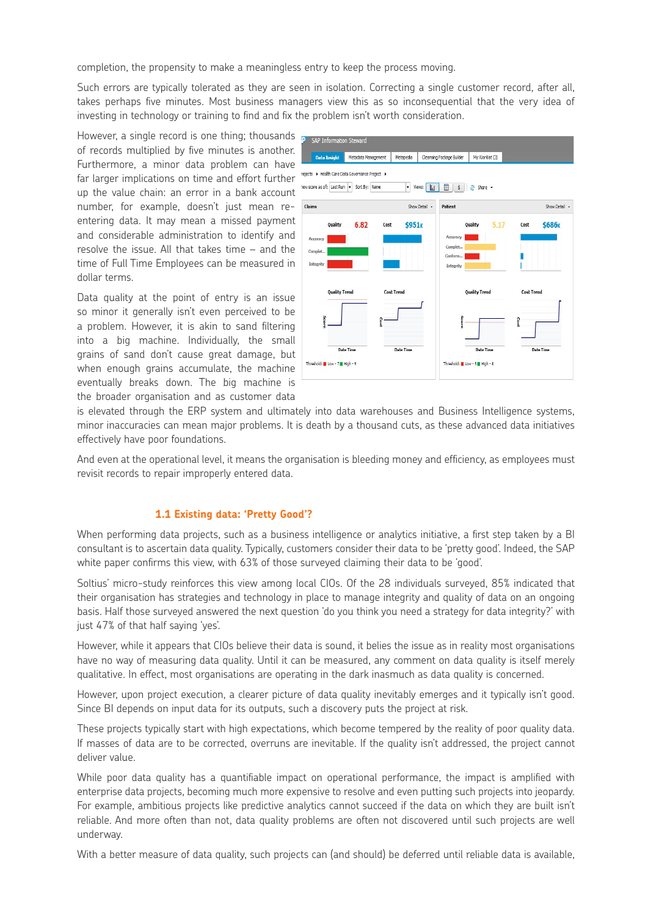completion, the propensity to make a meaningless entry to keep the process moving.

Such errors are typically tolerated as they are seen in isolation. Correcting a single customer record, after all, takes perhaps five minutes. Most business managers view this as so inconsequential that the very idea of investing in technology or training to find and fix the problem isn't worth consideration.

However, a single record is one thing; thousands of records multiplied by five minutes is another. Furthermore, a minor data problem can have far larger implications on time and effort further up the value chain: an error in a bank account number, for example, doesn't just mean re-entering data. It may mean a missed payment and considerable administration to identify and resolve the issue. All that takes time – and the time of Full Time Employees can be measured in dollar terms.

Data quality at the point of entry is an issue so minor it generally isn't even perceived to be a problem. However, it is akin to sand filtering into a big machine. Individually, the small grains of sand don't cause great damage, but when enough grains accumulate, the machine eventually breaks down. The big machine is the broader organisation and as customer data is elevated through the ERP system and ultimately into data warehouses and Business Intelligence systems, minor inaccuracies can mean major problems. It is death by a thousand cuts, as these advanced data initiatives effectively have poor foundations.

And even at the operational level, it means the organisation is bleeding money and efficiency, as employees must revisit records to repair improperly entered data.

## 1.1 Existing data: 'Pretty Good'?

When performing data projects, such as a business intelligence or analytics initiative, a first step taken by a BI consultant is to ascertain data quality. Typically, customers consider their data to be 'pretty good'. Indeed, the SAP white paper confirms this view, with 63% of those surveyed claiming their data to be 'good'.

Soltius' micro-study reinforces this view among local CIOs. Of the 28 individuals surveyed, 85% indicated that their organisation has strategies and technology in place to manage integrity and quality of data on an ongoing basis. Half those surveyed answered the next question 'do you think you need a strategy for data integrity?' with just 47% of that half saying 'yes'.

However, while it appears that CIOs believe their data is sound, it belies the issue as in reality most organisations have no way of measuring data quality. Until it can be measured, any comment on data quality is itself merely qualitative. In effect, most organisations are operating in the dark inasmuch as data quality is concerned.

However, upon project execution, a clearer picture of data quality inevitably emerges and it typically isn't good. Since BI depends on input data for its outputs, such a discovery puts the project at risk.

These projects typically start with high expectations, which become tempered by the reality of poor quality data. If masses of data are to be corrected, overruns are inevitable. If the quality isn't addressed, the project cannot deliver value.

While poor data quality has a quantifiable impact on operational performance, the impact is amplified with enterprise data projects, becoming much more expensive to resolve and even putting such projects into jeopardy. For example, ambitious projects like predictive analytics cannot succeed if the data on which they are built isn't reliable. And more often than not, data quality problems are often not discovered until such projects are well underway.

With a better measure of data quality, such projects can (and should) be deferred until reliable data is available,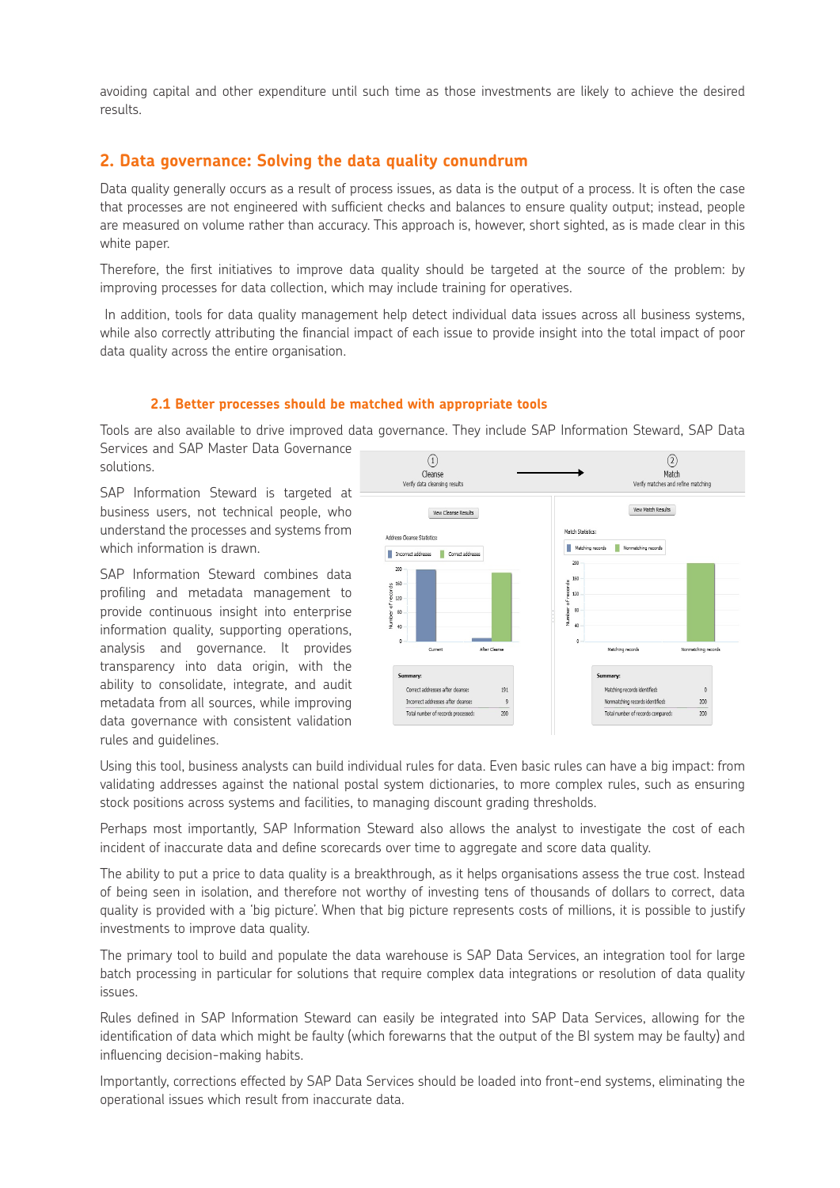avoiding capital and other expenditure until such time as those investments are likely to achieve the desired results.

## 2. Data governance: Solving the data quality conundrum

Data quality generally occurs as a result of process issues, as data is the output of a process. It is often the case that processes are not engineered with sufficient checks and balances to ensure quality output; instead, people are measured on volume rather than accuracy. This approach is, however, short sighted, as is made clear in this white paper.

Therefore, the first initiatives to improve data quality should be targeted at the source of the problem: by improving processes for data collection, which may include training for operatives.

In addition, tools for data quality management help detect individual data issues across all business systems, while also correctly attributing the financial impact of each issue to provide insight into the total impact of poor data quality across the entire organisation.

### 2.1 Better processes should be matched with appropriate tools

Tools are also available to drive improved data governance. They include SAP Information Steward, SAP Data Services and SAP Master Data Governance solutions.

SAP Information Steward is targeted at business users, not technical people, who understand the processes and systems from which information is drawn.

SAP Information Steward combines data profiling and metadata management to provide continuous insight into enterprise information quality, supporting operations, analysis and governance. It provides transparency into data origin, with the ability to consolidate, integrate, and audit metadata from all sources, while improving data governance with consistent validation rules and guidelines.

Using this tool, business analysts can build individual rules for data. Even basic rules can have a big impact: from validating addresses against the national postal system dictionaries, to more complex rules, such as ensuring stock positions across systems and facilities, to managing discount grading thresholds.

Perhaps most importantly, SAP Information Steward also allows the analyst to investigate the cost of each incident of inaccurate data and define scorecards over time to aggregate and score data quality.

The ability to put a price to data quality is a breakthrough, as it helps organisations assess the true cost. Instead of being seen in isolation, and therefore not worthy of investing tens of thousands of dollars to correct, data quality is provided with a 'big picture'. When that big picture represents costs of millions, it is possible to justify investments to improve data quality.

The primary tool to build and populate the data warehouse is SAP Data Services, an integration tool for large batch processing in particular for solutions that require complex data integrations or resolution of data quality issues.

Rules defined in SAP Information Steward can easily be integrated into SAP Data Services, allowing for the identification of data which might be faulty (which forewarns that the output of the BI system may be faulty) and influencing decision-making habits.

Importantly, corrections effected by SAP Data Services should be loaded into front-end systems, eliminating the operational issues which result from inaccurate data.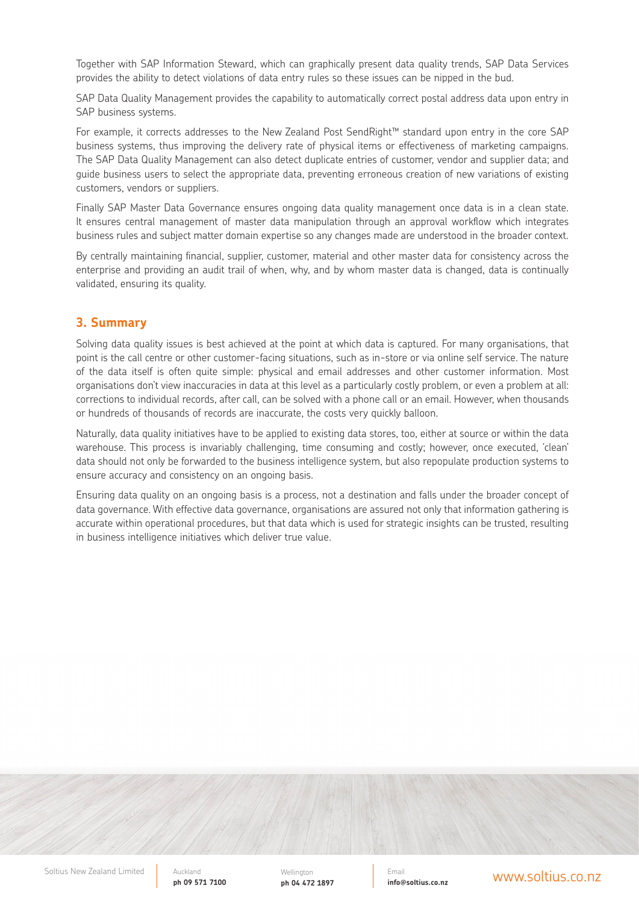Together with SAP Information Steward, which can graphically present data quality trends, SAP Data Services provides the ability to detect violations of data entry rules so these issues can be nipped in the bud.

SAP Data Quality Management provides the capability to automatically correct postal address data upon entry in SAP business systems.

For example, it corrects addresses to the New Zealand Post SendRight™ standard upon entry in the core SAP business systems, thus improving the delivery rate of physical items or effectiveness of marketing campaigns. The SAP Data Quality Management can also detect duplicate entries of customer, vendor and supplier data; and guide business users to select the appropriate data, preventing erroneous creation of new variations of existing customers, vendors or suppliers.

Finally SAP Master Data Governance ensures ongoing data quality management once data is in a clean state. It ensures central management of master data manipulation through an approval workflow which integrates business rules and subject matter domain expertise so any changes made are understood in the broader context.

By centrally maintaining financial, supplier, customer, material and other master data for consistency across the enterprise and providing an audit trail of when, why, and by whom master data is changed, data is continually validated, ensuring its quality.

## 3. Summary

Solving data quality issues is best achieved at the point at which data is captured. For many organisations, that point is the call centre or other customer-facing situations, such as in-store or via online self service. The nature of the data itself is often quite simple: physical and email addresses and other customer information. Most organisations don't view inaccuracies in data at this level as a particularly costly problem, or even a problem at all: corrections to individual records, after call, can be solved with a phone call or an email. However, when thousands or hundreds of thousands of records are inaccurate, the costs very quickly balloon.

Naturally, data quality initiatives have to be applied to existing data stores, too, either at source or within the data warehouse. This process is invariably challenging, time consuming and costly; however, once executed, 'clean' data should not only be forwarded to the business intelligence system, but also repopulate production systems to ensure accuracy and consistency on an ongoing basis.

Ensuring data quality on an ongoing basis is a process, not a destination and falls under the broader concept of data governance. With effective data governance, organisations are assured not only that information gathering is accurate within operational procedures, but that data which is used for strategic insights can be trusted, resulting in business intelligence initiatives which deliver true value.